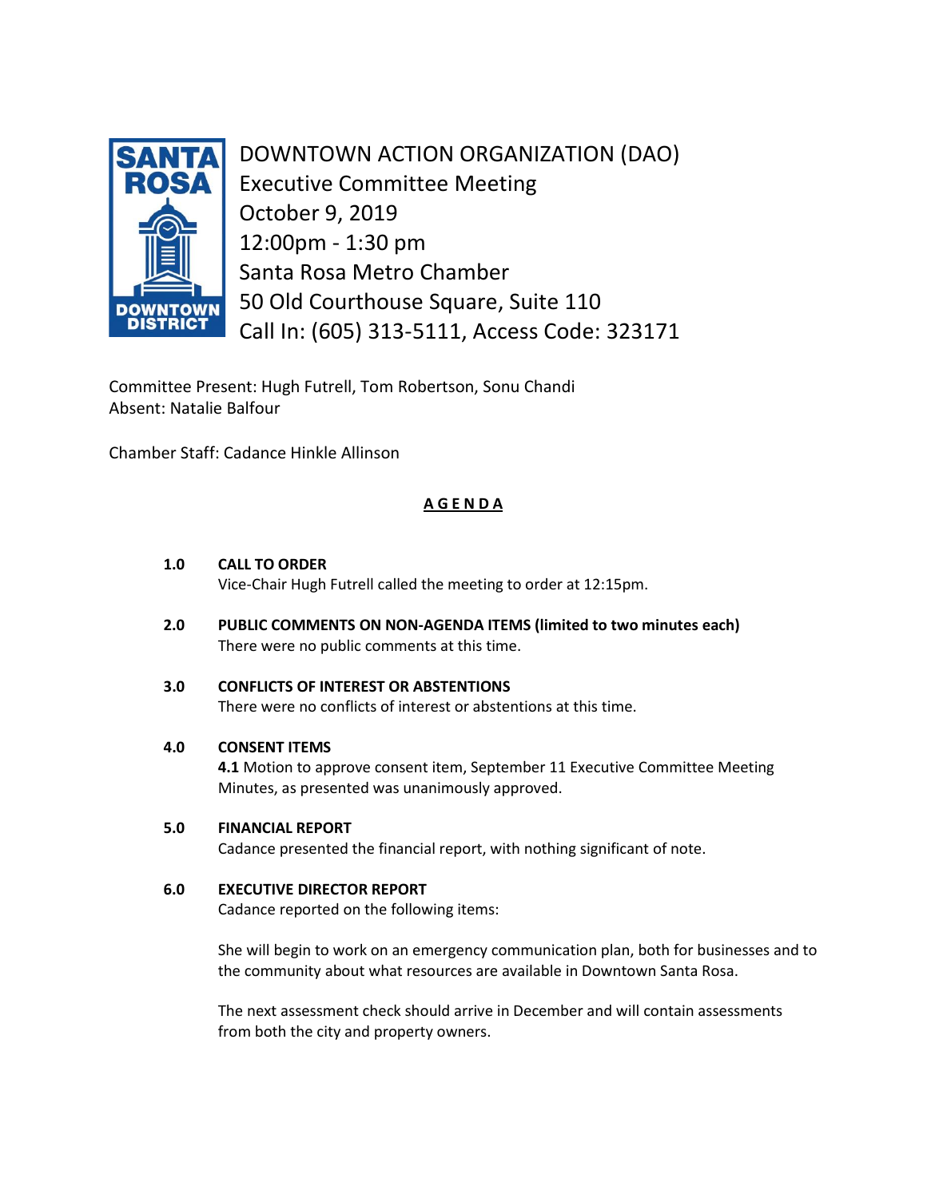# DOWNTOWN ACTION ORGANIZATION (DAO)

Executive Committee Meeting
October 9, 2019
12:00pm - 1:30 pm
Santa Rosa Metro Chamber
50 Old Courthouse Square, Suite 110
Call In: (605) 313-5111, Access Code: 323171

Committee Present: Hugh Futrell, Tom Robertson, Sonu Chandi
Absent: Natalie Balfour

Chamber Staff: Cadance Hinkle Allinson

## AGENDA

**1.0 CALL TO ORDER**
Vice-Chair Hugh Futrell called the meeting to order at 12:15pm.

**2.0 PUBLIC COMMENTS ON NON-AGENDA ITEMS (limited to two minutes each)**
There were no public comments at this time.

**3.0 CONFLICTS OF INTEREST OR ABSTENTIONS**
There were no conflicts of interest or abstentions at this time.

**4.0 CONSENT ITEMS**
**4.1** Motion to approve consent item, September 11 Executive Committee Meeting Minutes, as presented was unanimously approved.

**5.0 FINANCIAL REPORT**
Cadance presented the financial report, with nothing significant of note.

**6.0 EXECUTIVE DIRECTOR REPORT**
Cadance reported on the following items:

She will begin to work on an emergency communication plan, both for businesses and to the community about what resources are available in Downtown Santa Rosa.

The next assessment check should arrive in December and will contain assessments from both the city and property owners.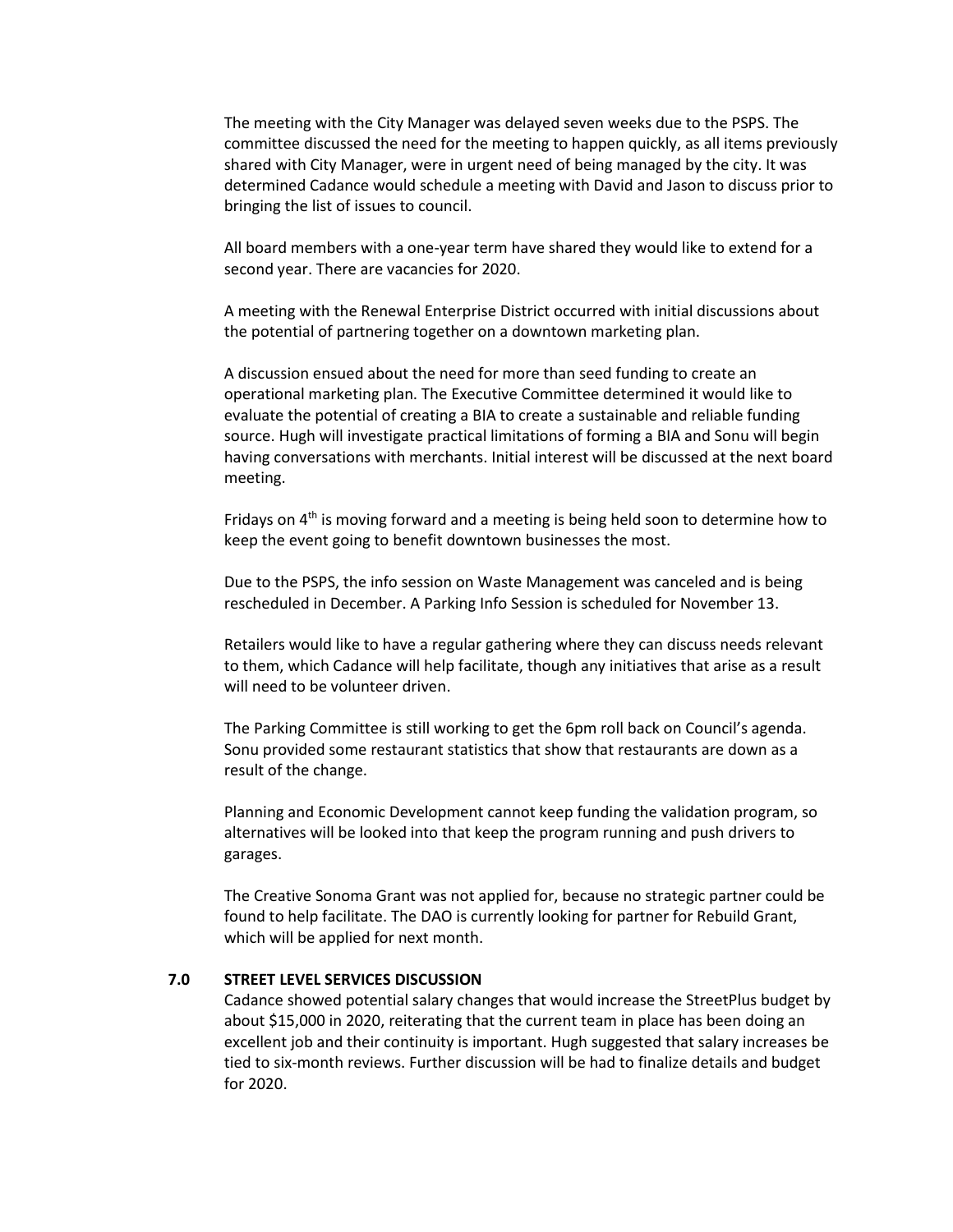The meeting with the City Manager was delayed seven weeks due to the PSPS. The committee discussed the need for the meeting to happen quickly, as all items previously shared with City Manager, were in urgent need of being managed by the city. It was determined Cadance would schedule a meeting with David and Jason to discuss prior to bringing the list of issues to council.

All board members with a one-year term have shared they would like to extend for a second year. There are vacancies for 2020.

A meeting with the Renewal Enterprise District occurred with initial discussions about the potential of partnering together on a downtown marketing plan.

A discussion ensued about the need for more than seed funding to create an operational marketing plan. The Executive Committee determined it would like to evaluate the potential of creating a BIA to create a sustainable and reliable funding source. Hugh will investigate practical limitations of forming a BIA and Sonu will begin having conversations with merchants. Initial interest will be discussed at the next board meeting.

Fridays on 4th is moving forward and a meeting is being held soon to determine how to keep the event going to benefit downtown businesses the most.

Due to the PSPS, the info session on Waste Management was canceled and is being rescheduled in December. A Parking Info Session is scheduled for November 13.

Retailers would like to have a regular gathering where they can discuss needs relevant to them, which Cadance will help facilitate, though any initiatives that arise as a result will need to be volunteer driven.

The Parking Committee is still working to get the 6pm roll back on Council's agenda. Sonu provided some restaurant statistics that show that restaurants are down as a result of the change.

Planning and Economic Development cannot keep funding the validation program, so alternatives will be looked into that keep the program running and push drivers to garages.

The Creative Sonoma Grant was not applied for, because no strategic partner could be found to help facilitate. The DAO is currently looking for partner for Rebuild Grant, which will be applied for next month.

## 7.0 STREET LEVEL SERVICES DISCUSSION

Cadance showed potential salary changes that would increase the StreetPlus budget by about $15,000 in 2020, reiterating that the current team in place has been doing an excellent job and their continuity is important. Hugh suggested that salary increases be tied to six-month reviews. Further discussion will be had to finalize details and budget for 2020.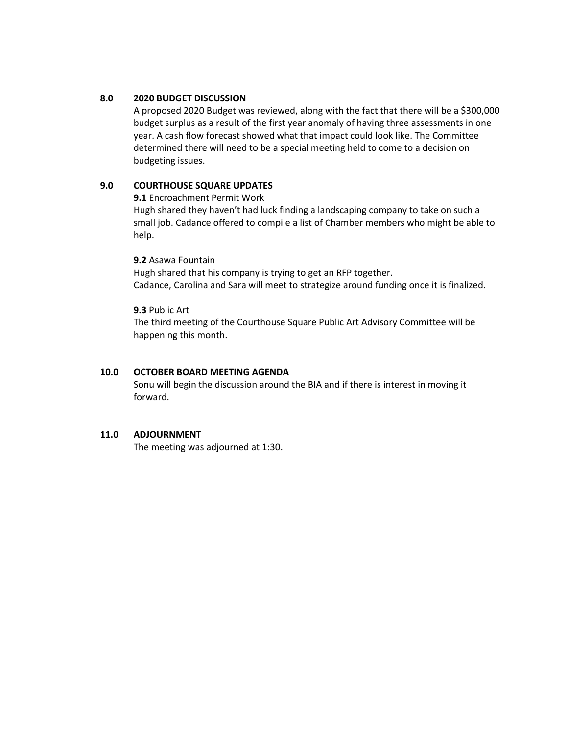## 8.0 2020 BUDGET DISCUSSION

A proposed 2020 Budget was reviewed, along with the fact that there will be a $300,000 budget surplus as a result of the first year anomaly of having three assessments in one year. A cash flow forecast showed what that impact could look like. The Committee determined there will need to be a special meeting held to come to a decision on budgeting issues.

## 9.0 COURTHOUSE SQUARE UPDATES

**9.1** Encroachment Permit Work

Hugh shared they haven't had luck finding a landscaping company to take on such a small job. Cadance offered to compile a list of Chamber members who might be able to help.

**9.2** Asawa Fountain

Hugh shared that his company is trying to get an RFP together.
Cadance, Carolina and Sara will meet to strategize around funding once it is finalized.

**9.3** Public Art

The third meeting of the Courthouse Square Public Art Advisory Committee will be happening this month.

## 10.0 OCTOBER BOARD MEETING AGENDA

Sonu will begin the discussion around the BIA and if there is interest in moving it forward.

## 11.0 ADJOURNMENT

The meeting was adjourned at 1:30.